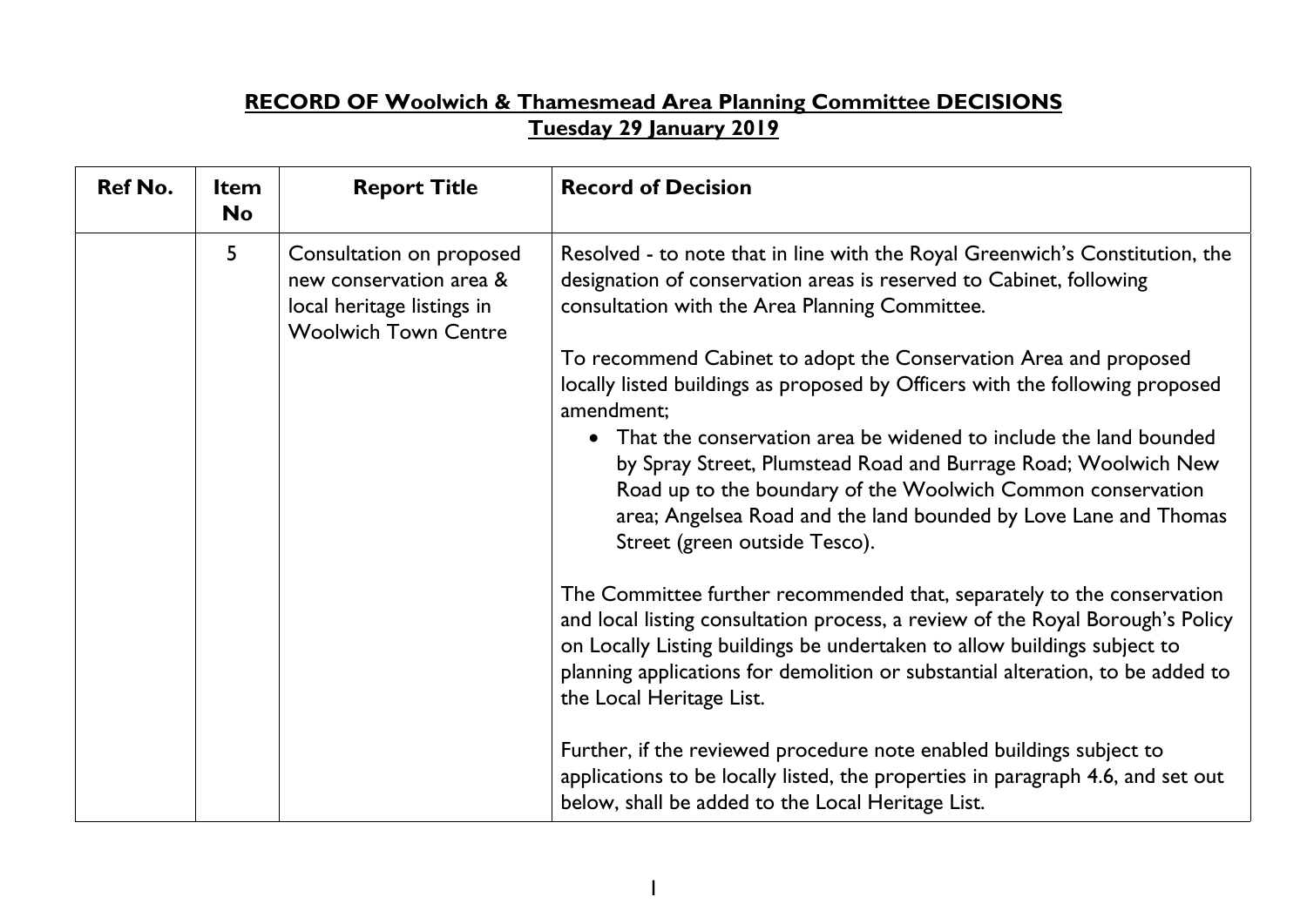**RECORD OF Woolwich & Thamesmead Area Planning Committee DECISIONS**
**Tuesday 29 January 2019**

| Ref No. | Item No | Report Title | Record of Decision |
|---|---|---|---|
| | 5 | Consultation on proposed new conservation area & local heritage listings in Woolwich Town Centre | Resolved - to note that in line with the Royal Greenwich's Constitution, the designation of conservation areas is reserved to Cabinet, following consultation with the Area Planning Committee.<br><br>To recommend Cabinet to adopt the Conservation Area and proposed locally listed buildings as proposed by Officers with the following proposed amendment;<br>• That the conservation area be widened to include the land bounded by Spray Street, Plumstead Road and Burrage Road; Woolwich New Road up to the boundary of the Woolwich Common conservation area; Angelsea Road and the land bounded by Love Lane and Thomas Street (green outside Tesco).<br><br>The Committee further recommended that, separately to the conservation and local listing consultation process, a review of the Royal Borough's Policy on Locally Listing buildings be undertaken to allow buildings subject to planning applications for demolition or substantial alteration, to be added to the Local Heritage List.<br><br>Further, if the reviewed procedure note enabled buildings subject to applications to be locally listed, the properties in paragraph 4.6, and set out below, shall be added to the Local Heritage List. |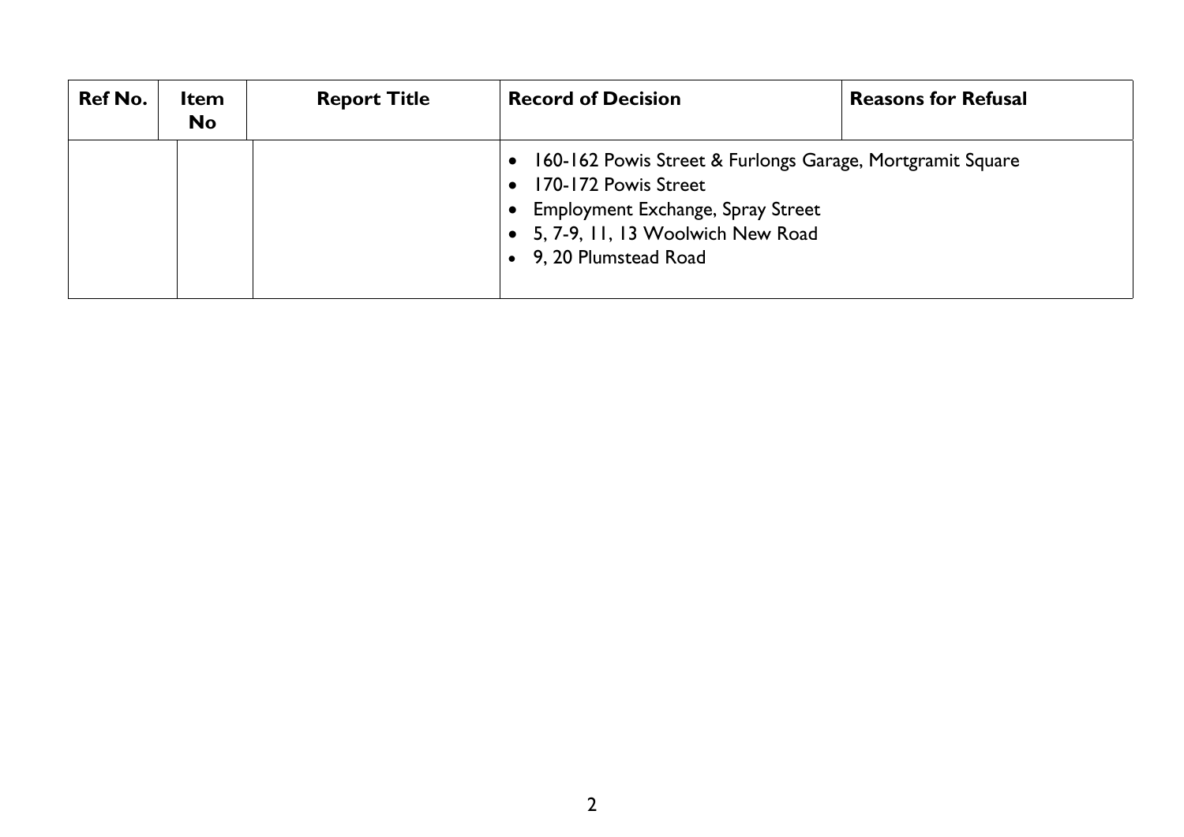| Ref No. | Item No | Report Title | Record of Decision | Reasons for Refusal |
|---|---|---|---|---|
| | | | • 160-162 Powis Street & Furlongs Garage, Mortgramit Square<br>• 170-172 Powis Street<br>• Employment Exchange, Spray Street<br>• 5, 7-9, 11, 13 Woolwich New Road<br>• 9, 20 Plumstead Road | |